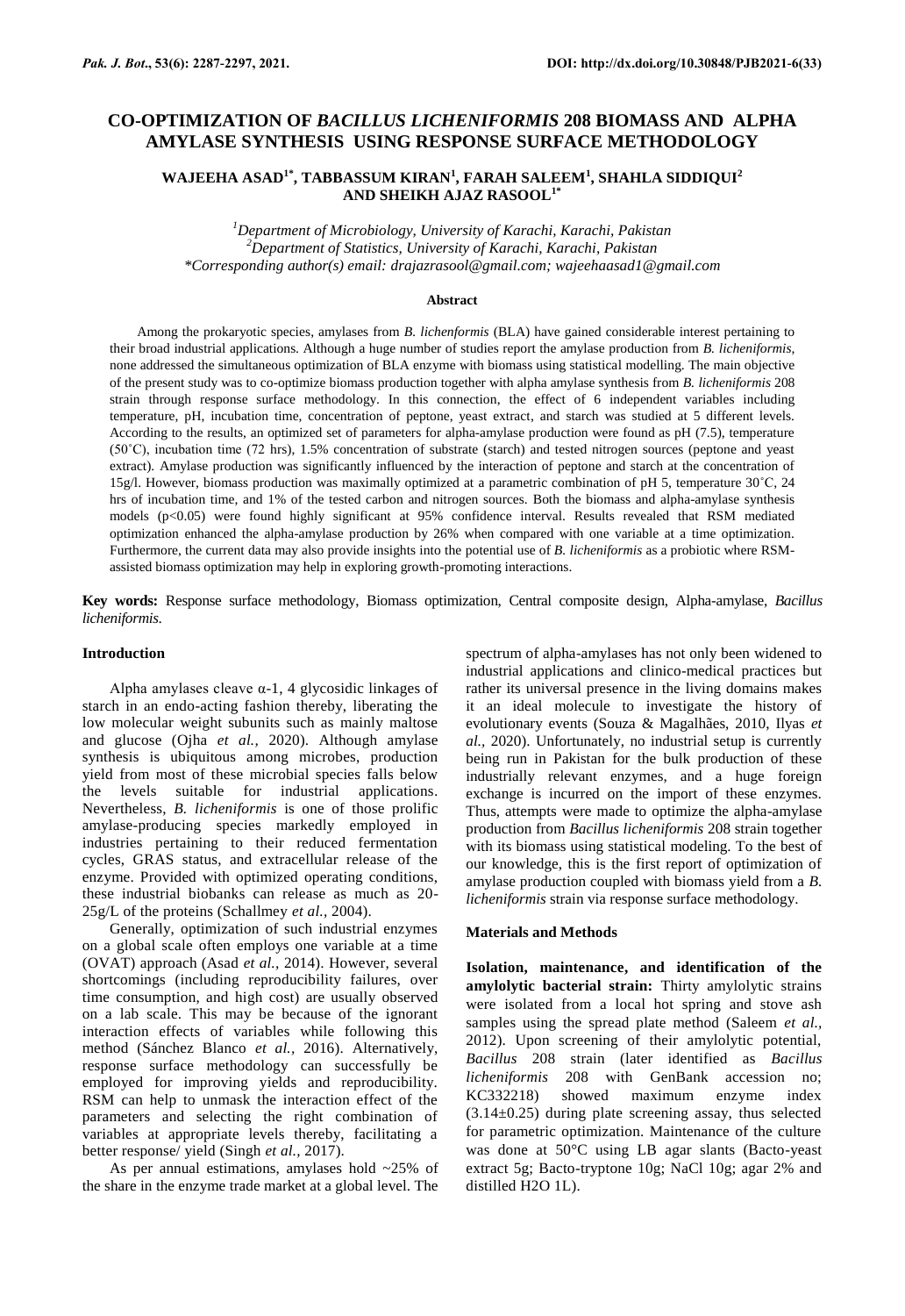# CO-OPTIMIZATION OF *BACILLUS LICHENIFORMIS* 208 BIOMASS AND ALPHA AMYLASE SYNTHESIS USING RESPONSE SURFACE METHODOLOGY

**WAJEEHA ASAD[1*], TABBASSUM KIRAN[1], FARAH SALEEM[1], SHAHLA SIDDIQUI[2] AND SHEIKH AJAZ RASOOL[1*]**

[1]*Department of Microbiology, University of Karachi, Karachi, Pakistan*
[2]*Department of Statistics, University of Karachi, Karachi, Pakistan*
*\*Corresponding author(s) email: drajazrasool@gmail.com; wajeehaasad1@gmail.com*

### Abstract

Among the prokaryotic species, amylases from *B. lichenformis* (BLA) have gained considerable interest pertaining to their broad industrial applications. Although a huge number of studies report the amylase production from *B. licheniformis*, none addressed the simultaneous optimization of BLA enzyme with biomass using statistical modelling. The main objective of the present study was to co-optimize biomass production together with alpha amylase synthesis from *B. licheniformis* 208 strain through response surface methodology. In this connection, the effect of 6 independent variables including temperature, pH, incubation time, concentration of peptone, yeast extract, and starch was studied at 5 different levels. According to the results, an optimized set of parameters for alpha-amylase production were found as pH (7.5), temperature (50˚C), incubation time (72 hrs), 1.5% concentration of substrate (starch) and tested nitrogen sources (peptone and yeast extract). Amylase production was significantly influenced by the interaction of peptone and starch at the concentration of 15g/l. However, biomass production was maximally optimized at a parametric combination of pH 5, temperature 30˚C, 24 hrs of incubation time, and 1% of the tested carbon and nitrogen sources. Both the biomass and alpha-amylase synthesis models ($p<0.05$) were found highly significant at 95% confidence interval. Results revealed that RSM mediated optimization enhanced the alpha-amylase production by 26% when compared with one variable at a time optimization. Furthermore, the current data may also provide insights into the potential use of *B. licheniformis* as a probiotic where RSM-assisted biomass optimization may help in exploring growth-promoting interactions.

**Key words:** Response surface methodology, Biomass optimization, Central composite design, Alpha-amylase, *Bacillus licheniformis.*

## Introduction

Alpha amylases cleave α-1, 4 glycosidic linkages of starch in an endo-acting fashion thereby, liberating the low molecular weight subunits such as mainly maltose and glucose (Ojha *et al.,* 2020). Although amylase synthesis is ubiquitous among microbes, production yield from most of these microbial species falls below the levels suitable for industrial applications. Nevertheless, *B. licheniformis* is one of those prolific amylase-producing species markedly employed in industries pertaining to their reduced fermentation cycles, GRAS status, and extracellular release of the enzyme. Provided with optimized operating conditions, these industrial biobanks can release as much as 20-25g/L of the proteins (Schallmey *et al.,* 2004).

Generally, optimization of such industrial enzymes on a global scale often employs one variable at a time (OVAT) approach (Asad *et al.,* 2014). However, several shortcomings (including reproducibility failures, over time consumption, and high cost) are usually observed on a lab scale. This may be because of the ignorant interaction effects of variables while following this method (Sánchez Blanco *et al.,* 2016). Alternatively, response surface methodology can successfully be employed for improving yields and reproducibility. RSM can help to unmask the interaction effect of the parameters and selecting the right combination of variables at appropriate levels thereby, facilitating a better response/ yield (Singh *et al.,* 2017).

As per annual estimations, amylases hold ~25% of the share in the enzyme trade market at a global level. The spectrum of alpha-amylases has not only been widened to industrial applications and clinico-medical practices but rather its universal presence in the living domains makes it an ideal molecule to investigate the history of evolutionary events (Souza & Magalhães, 2010, Ilyas *et al.,* 2020). Unfortunately, no industrial setup is currently being run in Pakistan for the bulk production of these industrially relevant enzymes, and a huge foreign exchange is incurred on the import of these enzymes. Thus, attempts were made to optimize the alpha-amylase production from *Bacillus licheniformis* 208 strain together with its biomass using statistical modeling. To the best of our knowledge, this is the first report of optimization of amylase production coupled with biomass yield from a *B. licheniformis* strain via response surface methodology.

## Materials and Methods

**Isolation, maintenance, and identification of the amylolytic bacterial strain:** Thirty amylolytic strains were isolated from a local hot spring and stove ash samples using the spread plate method (Saleem *et al.,* 2012). Upon screening of their amylolytic potential, *Bacillus* 208 strain (later identified as *Bacillus licheniformis* 208 with GenBank accession no; KC332218) showed maximum enzyme index (3.14±0.25) during plate screening assay, thus selected for parametric optimization. Maintenance of the culture was done at 50°C using LB agar slants (Bacto-yeast extract 5g; Bacto-tryptone 10g; NaCl 10g; agar 2% and distilled $H_2O$ 1L).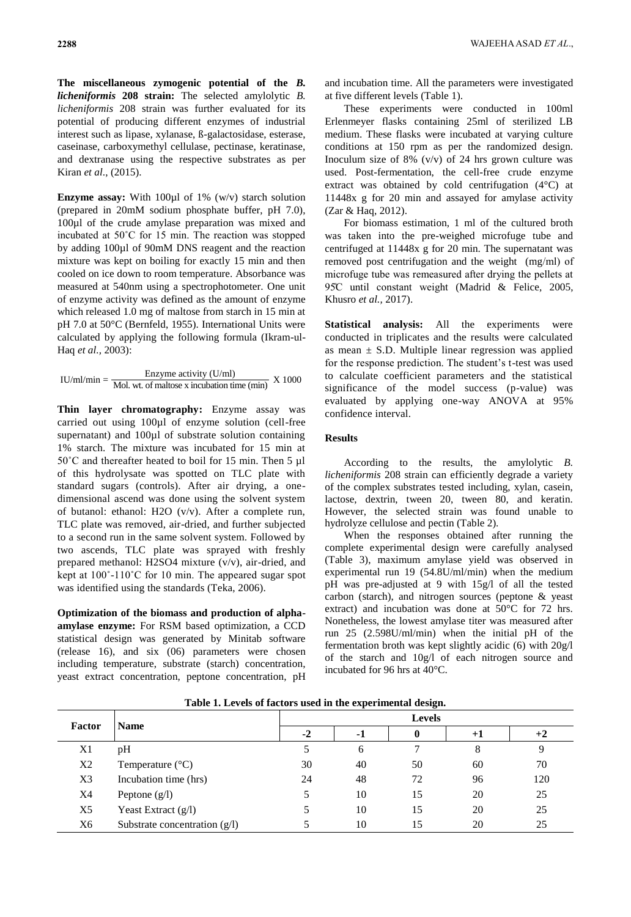**The miscellaneous zymogenic potential of the *B. licheniformis* 208 strain:** The selected amylolytic *B. licheniformis* 208 strain was further evaluated for its potential of producing different enzymes of industrial interest such as lipase, xylanase, ß-galactosidase, esterase, caseinase, carboxymethyl cellulase, pectinase, keratinase, and dextranase using the respective substrates as per Kiran *et al*., (2015).

**Enzyme assay:** With 100µl of 1% (w/v) starch solution (prepared in 20mM sodium phosphate buffer, pH 7.0), 100µl of the crude amylase preparation was mixed and incubated at 50˚C for 15 min. The reaction was stopped by adding 100µl of 90mM DNS reagent and the reaction mixture was kept on boiling for exactly 15 min and then cooled on ice down to room temperature. Absorbance was measured at 540nm using a spectrophotometer. One unit of enzyme activity was defined as the amount of enzyme which released 1.0 mg of maltose from starch in 15 min at pH 7.0 at 50°C (Bernfeld, 1955). International Units were calculated by applying the following formula (Ikram-ul-Haq *et al.,* 2003):

$$\text{IU/ml/min} = \frac{\text{Enzyme activity (U/ml)}}{\text{Mol. wt. of maltose x incubation time (min)}} \text{ X } 1000$$

**Thin layer chromatography:** Enzyme assay was carried out using 100µl of enzyme solution (cell-free supernatant) and 100µl of substrate solution containing 1% starch. The mixture was incubated for 15 min at 50˚C and thereafter heated to boil for 15 min. Then 5 µl of this hydrolysate was spotted on TLC plate with standard sugars (controls). After air drying, a one-dimensional ascend was done using the solvent system of butanol: ethanol: $H_2O$ (v/v). After a complete run, TLC plate was removed, air-dried, and further subjected to a second run in the same solvent system. Followed by two ascends, TLC plate was sprayed with freshly prepared methanol: $H_2SO_4$ mixture (v/v), air-dried, and kept at 100˚-110˚C for 10 min. The appeared sugar spot was identified using the standards (Teka, 2006).

**Optimization of the biomass and production of alpha-amylase enzyme:** For RSM based optimization, a CCD statistical design was generated by Minitab software (release 16), and six (06) parameters were chosen including temperature, substrate (starch) concentration, yeast extract concentration, peptone concentration, pH and incubation time. All the parameters were investigated at five different levels (Table 1).

These experiments were conducted in 100ml Erlenmeyer flasks containing 25ml of sterilized LB medium. These flasks were incubated at varying culture conditions at 150 rpm as per the randomized design. Inoculum size of 8% (v/v) of 24 hrs grown culture was used. Post-fermentation, the cell-free crude enzyme extract was obtained by cold centrifugation (4°C) at 11448x g for 20 min and assayed for amylase activity (Zar & Haq, 2012).

For biomass estimation, 1 ml of the cultured broth was taken into the pre-weighed microfuge tube and centrifuged at 11448x g for 20 min. The supernatant was removed post centrifugation and the weight (mg/ml) of microfuge tube was remeasured after drying the pellets at 95̊C until constant weight (Madrid & Felice, 2005, Khusro *et al.,* 2017).

**Statistical analysis:** All the experiments were conducted in triplicates and the results were calculated as mean ± S.D. Multiple linear regression was applied for the response prediction. The student's t-test was used to calculate coefficient parameters and the statistical significance of the model success (p-value) was evaluated by applying one-way ANOVA at 95% confidence interval.

## Results

According to the results, the amylolytic *B. licheniformis* 208 strain can efficiently degrade a variety of the complex substrates tested including, xylan, casein, lactose, dextrin, tween 20, tween 80, and keratin. However, the selected strain was found unable to hydrolyze cellulose and pectin (Table 2).

When the responses obtained after running the complete experimental design were carefully analysed (Table 3), maximum amylase yield was observed in experimental run 19 (54.8U/ml/min) when the medium pH was pre-adjusted at 9 with 15g/l of all the tested carbon (starch), and nitrogen sources (peptone & yeast extract) and incubation was done at 50°C for 72 hrs. Nonetheless, the lowest amylase titer was measured after run 25 (2.598U/ml/min) when the initial pH of the fermentation broth was kept slightly acidic (6) with 20g/l of the starch and 10g/l of each nitrogen source and incubated for 96 hrs at 40°C.

**Table 1. Levels of factors used in the experimental design.**

| Factor | Name | Levels | | | | |
|---|---|---|---|---|---|---|
| | | -2 | -1 | 0 | +1 | +2 |
| X1 | pH | 5 | 6 | 7 | 8 | 9 |
| X2 | Temperature (°C) | 30 | 40 | 50 | 60 | 70 |
| X3 | Incubation time (hrs) | 24 | 48 | 72 | 96 | 120 |
| X4 | Peptone (g/l) | 5 | 10 | 15 | 20 | 25 |
| X5 | Yeast Extract (g/l) | 5 | 10 | 15 | 20 | 25 |
| X6 | Substrate concentration (g/l) | 5 | 10 | 15 | 20 | 25 |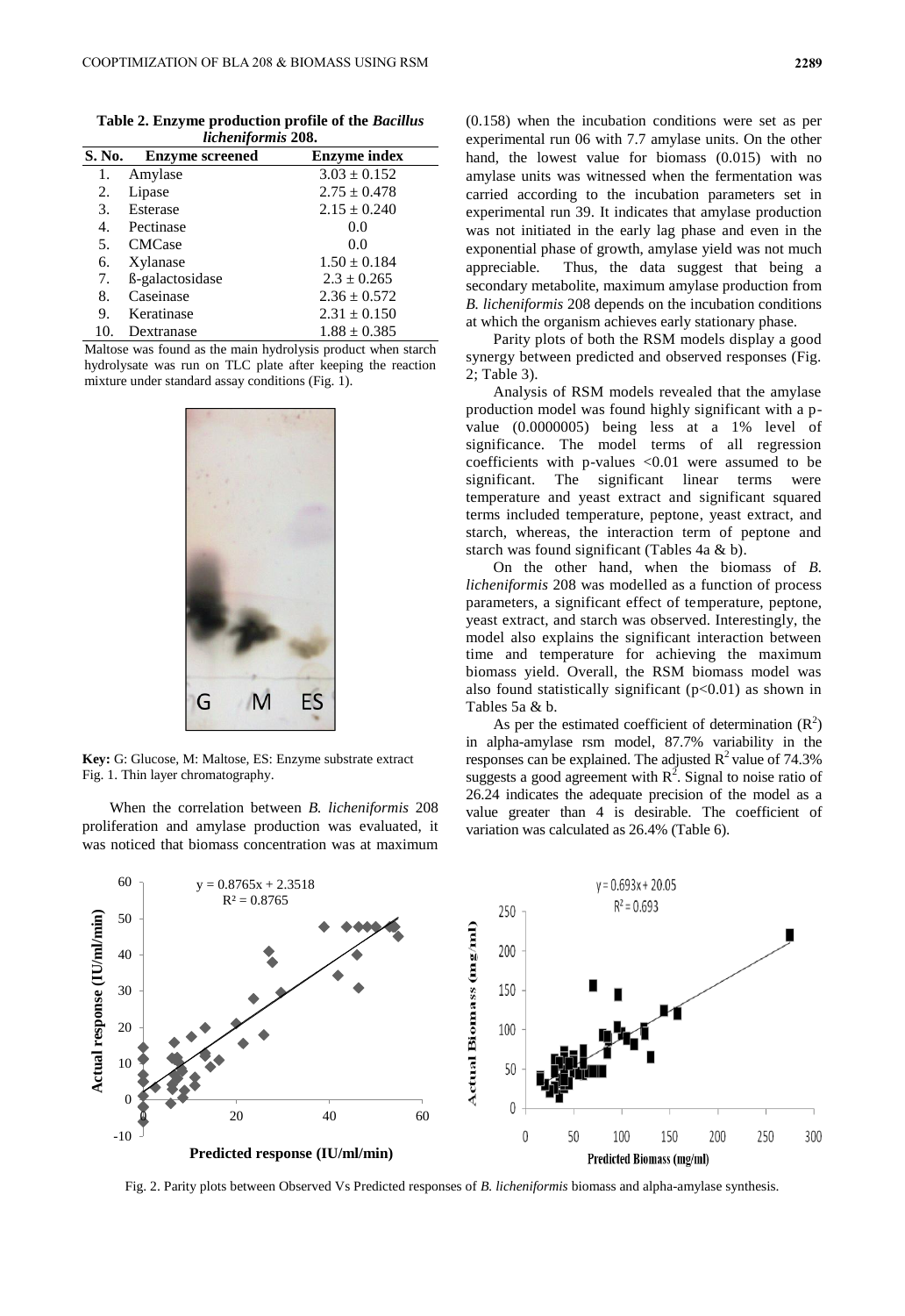**Table 2. Enzyme production profile of the *Bacillus licheniformis* 208.**

| S. No. | Enzyme screened | Enzyme index |
|---|---|---|
| 1. | Amylase | 3.03 ± 0.152 |
| 2. | Lipase | 2.75 ± 0.478 |
| 3. | Esterase | 2.15 ± 0.240 |
| 4. | Pectinase | 0.0 |
| 5. | CMCase | 0.0 |
| 6. | Xylanase | 1.50 ± 0.184 |
| 7. | ß-galactosidase | 2.3 ± 0.265 |
| 8. | Caseinase | 2.36 ± 0.572 |
| 9. | Keratinase | 2.31 ± 0.150 |
| 10. | Dextranase | 1.88 ± 0.385 |

Maltose was found as the main hydrolysis product when starch hydrolysate was run on TLC plate after keeping the reaction mixture under standard assay conditions (Fig. 1).

**Key:** G: Glucose, M: Maltose, ES: Enzyme substrate extract
Fig. 1. Thin layer chromatography.

When the correlation between *B. licheniformis* 208 proliferation and amylase production was evaluated, it was noticed that biomass concentration was at maximum (0.158) when the incubation conditions were set as per experimental run 06 with 7.7 amylase units. On the other hand, the lowest value for biomass (0.015) with no amylase units was witnessed when the fermentation was carried according to the incubation parameters set in experimental run 39. It indicates that amylase production was not initiated in the early lag phase and even in the exponential phase of growth, amylase yield was not much appreciable. Thus, the data suggest that being a secondary metabolite, maximum amylase production from *B. licheniformis* 208 depends on the incubation conditions at which the organism achieves early stationary phase.

Parity plots of both the RSM models display a good synergy between predicted and observed responses (Fig. 2; Table 3).

Analysis of RSM models revealed that the amylase production model was found highly significant with a p-value (0.0000005) being less at a 1% level of significance. The model terms of all regression coefficients with p-values <0.01 were assumed to be significant. The significant linear terms were temperature and yeast extract and significant squared terms included temperature, peptone, yeast extract, and starch, whereas, the interaction term of peptone and starch was found significant (Tables 4a & b).

On the other hand, when the biomass of *B. licheniformis* 208 was modelled as a function of process parameters, a significant effect of temperature, peptone, yeast extract, and starch was observed. Interestingly, the model also explains the significant interaction between time and temperature for achieving the maximum biomass yield. Overall, the RSM biomass model was also found statistically significant ($p<0.01$) as shown in Tables 5a & b.

As per the estimated coefficient of determination ($R^2$) in alpha-amylase rsm model, 87.7% variability in the responses can be explained. The adjusted $R^2$ value of 74.3% suggests a good agreement with $R^2$. Signal to noise ratio of 26.24 indicates the adequate precision of the model as a value greater than 4 is desirable. The coefficient of variation was calculated as 26.4% (Table 6).

Fig. 2. Parity plots between Observed Vs Predicted responses of *B. licheniformis* biomass and alpha-amylase synthesis.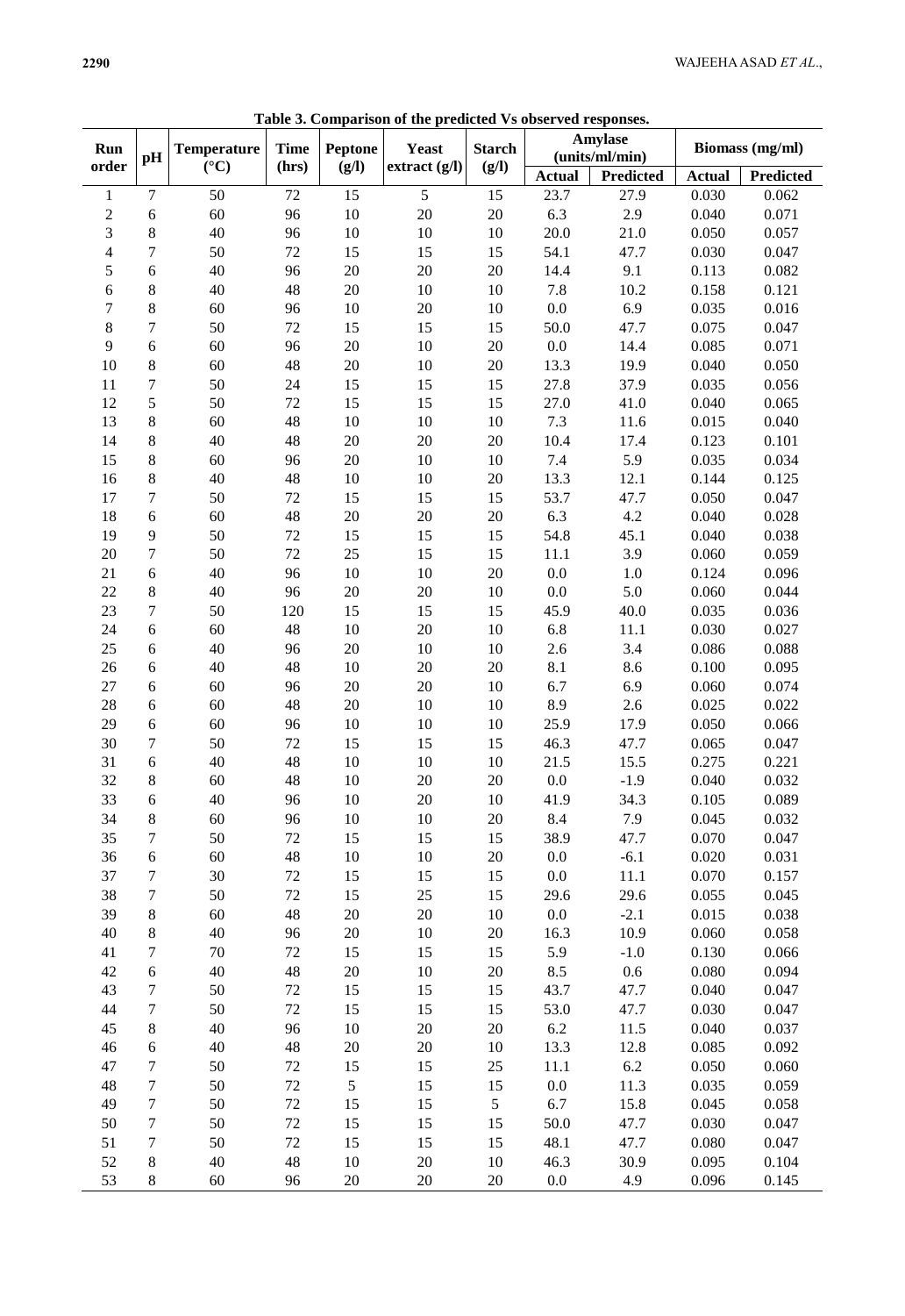**Table 3. Comparison of the predicted Vs observed responses.**

| Run order | pH | Temperature (°C) | Time (hrs) | Peptone (g/l) | Yeast extract (g/l) | Starch (g/l) | Amylase (units/ml/min) | | Biomass (mg/ml) | |
|---|---|---|---|---|---|---|---|---|---|---|
| | | | | | | | Actual | Predicted | Actual | Predicted |
| 1 | 7 | 50 | 72 | 15 | 5 | 15 | 23.7 | 27.9 | 0.030 | 0.062 |
| 2 | 6 | 60 | 96 | 10 | 20 | 20 | 6.3 | 2.9 | 0.040 | 0.071 |
| 3 | 8 | 40 | 96 | 10 | 10 | 10 | 20.0 | 21.0 | 0.050 | 0.057 |
| 4 | 7 | 50 | 72 | 15 | 15 | 15 | 54.1 | 47.7 | 0.030 | 0.047 |
| 5 | 6 | 40 | 96 | 20 | 20 | 20 | 14.4 | 9.1 | 0.113 | 0.082 |
| 6 | 8 | 40 | 48 | 20 | 10 | 10 | 7.8 | 10.2 | 0.158 | 0.121 |
| 7 | 8 | 60 | 96 | 10 | 20 | 10 | 0.0 | 6.9 | 0.035 | 0.016 |
| 8 | 7 | 50 | 72 | 15 | 15 | 15 | 50.0 | 47.7 | 0.075 | 0.047 |
| 9 | 6 | 60 | 96 | 20 | 10 | 20 | 0.0 | 14.4 | 0.085 | 0.071 |
| 10 | 8 | 60 | 48 | 20 | 10 | 20 | 13.3 | 19.9 | 0.040 | 0.050 |
| 11 | 7 | 50 | 24 | 15 | 15 | 15 | 27.8 | 37.9 | 0.035 | 0.056 |
| 12 | 5 | 50 | 72 | 15 | 15 | 15 | 27.0 | 41.0 | 0.040 | 0.065 |
| 13 | 8 | 60 | 48 | 10 | 10 | 10 | 7.3 | 11.6 | 0.015 | 0.040 |
| 14 | 8 | 40 | 48 | 20 | 20 | 20 | 10.4 | 17.4 | 0.123 | 0.101 |
| 15 | 8 | 60 | 96 | 20 | 10 | 10 | 7.4 | 5.9 | 0.035 | 0.034 |
| 16 | 8 | 40 | 48 | 10 | 10 | 20 | 13.3 | 12.1 | 0.144 | 0.125 |
| 17 | 7 | 50 | 72 | 15 | 15 | 15 | 53.7 | 47.7 | 0.050 | 0.047 |
| 18 | 6 | 60 | 48 | 20 | 20 | 20 | 6.3 | 4.2 | 0.040 | 0.028 |
| 19 | 9 | 50 | 72 | 15 | 15 | 15 | 54.8 | 45.1 | 0.040 | 0.038 |
| 20 | 7 | 50 | 72 | 25 | 15 | 15 | 11.1 | 3.9 | 0.060 | 0.059 |
| 21 | 6 | 40 | 96 | 10 | 10 | 20 | 0.0 | 1.0 | 0.124 | 0.096 |
| 22 | 8 | 40 | 96 | 20 | 20 | 10 | 0.0 | 5.0 | 0.060 | 0.044 |
| 23 | 7 | 50 | 120 | 15 | 15 | 15 | 45.9 | 40.0 | 0.035 | 0.036 |
| 24 | 6 | 60 | 48 | 10 | 20 | 10 | 6.8 | 11.1 | 0.030 | 0.027 |
| 25 | 6 | 40 | 96 | 20 | 10 | 10 | 2.6 | 3.4 | 0.086 | 0.088 |
| 26 | 6 | 40 | 48 | 10 | 20 | 20 | 8.1 | 8.6 | 0.100 | 0.095 |
| 27 | 6 | 60 | 96 | 20 | 20 | 10 | 6.7 | 6.9 | 0.060 | 0.074 |
| 28 | 6 | 60 | 48 | 20 | 10 | 10 | 8.9 | 2.6 | 0.025 | 0.022 |
| 29 | 6 | 60 | 96 | 10 | 10 | 10 | 25.9 | 17.9 | 0.050 | 0.066 |
| 30 | 7 | 50 | 72 | 15 | 15 | 15 | 46.3 | 47.7 | 0.065 | 0.047 |
| 31 | 6 | 40 | 48 | 10 | 10 | 10 | 21.5 | 15.5 | 0.275 | 0.221 |
| 32 | 8 | 60 | 48 | 10 | 20 | 20 | 0.0 | -1.9 | 0.040 | 0.032 |
| 33 | 6 | 40 | 96 | 10 | 20 | 10 | 41.9 | 34.3 | 0.105 | 0.089 |
| 34 | 8 | 60 | 96 | 10 | 10 | 20 | 8.4 | 7.9 | 0.045 | 0.032 |
| 35 | 7 | 50 | 72 | 15 | 15 | 15 | 38.9 | 47.7 | 0.070 | 0.047 |
| 36 | 6 | 60 | 48 | 10 | 10 | 20 | 0.0 | -6.1 | 0.020 | 0.031 |
| 37 | 7 | 30 | 72 | 15 | 15 | 15 | 0.0 | 11.1 | 0.070 | 0.157 |
| 38 | 7 | 50 | 72 | 15 | 25 | 15 | 29.6 | 29.6 | 0.055 | 0.045 |
| 39 | 8 | 60 | 48 | 20 | 20 | 10 | 0.0 | -2.1 | 0.015 | 0.038 |
| 40 | 8 | 40 | 96 | 20 | 10 | 20 | 16.3 | 10.9 | 0.060 | 0.058 |
| 41 | 7 | 70 | 72 | 15 | 15 | 15 | 5.9 | -1.0 | 0.130 | 0.066 |
| 42 | 6 | 40 | 48 | 20 | 10 | 20 | 8.5 | 0.6 | 0.080 | 0.094 |
| 43 | 7 | 50 | 72 | 15 | 15 | 15 | 43.7 | 47.7 | 0.040 | 0.047 |
| 44 | 7 | 50 | 72 | 15 | 15 | 15 | 53.0 | 47.7 | 0.030 | 0.047 |
| 45 | 8 | 40 | 96 | 10 | 20 | 20 | 6.2 | 11.5 | 0.040 | 0.037 |
| 46 | 6 | 40 | 48 | 20 | 20 | 10 | 13.3 | 12.8 | 0.085 | 0.092 |
| 47 | 7 | 50 | 72 | 15 | 15 | 25 | 11.1 | 6.2 | 0.050 | 0.060 |
| 48 | 7 | 50 | 72 | 5 | 15 | 15 | 0.0 | 11.3 | 0.035 | 0.059 |
| 49 | 7 | 50 | 72 | 15 | 15 | 5 | 6.7 | 15.8 | 0.045 | 0.058 |
| 50 | 7 | 50 | 72 | 15 | 15 | 15 | 50.0 | 47.7 | 0.030 | 0.047 |
| 51 | 7 | 50 | 72 | 15 | 15 | 15 | 48.1 | 47.7 | 0.080 | 0.047 |
| 52 | 8 | 40 | 48 | 10 | 20 | 10 | 46.3 | 30.9 | 0.095 | 0.104 |
| 53 | 8 | 60 | 96 | 20 | 20 | 20 | 0.0 | 4.9 | 0.096 | 0.145 |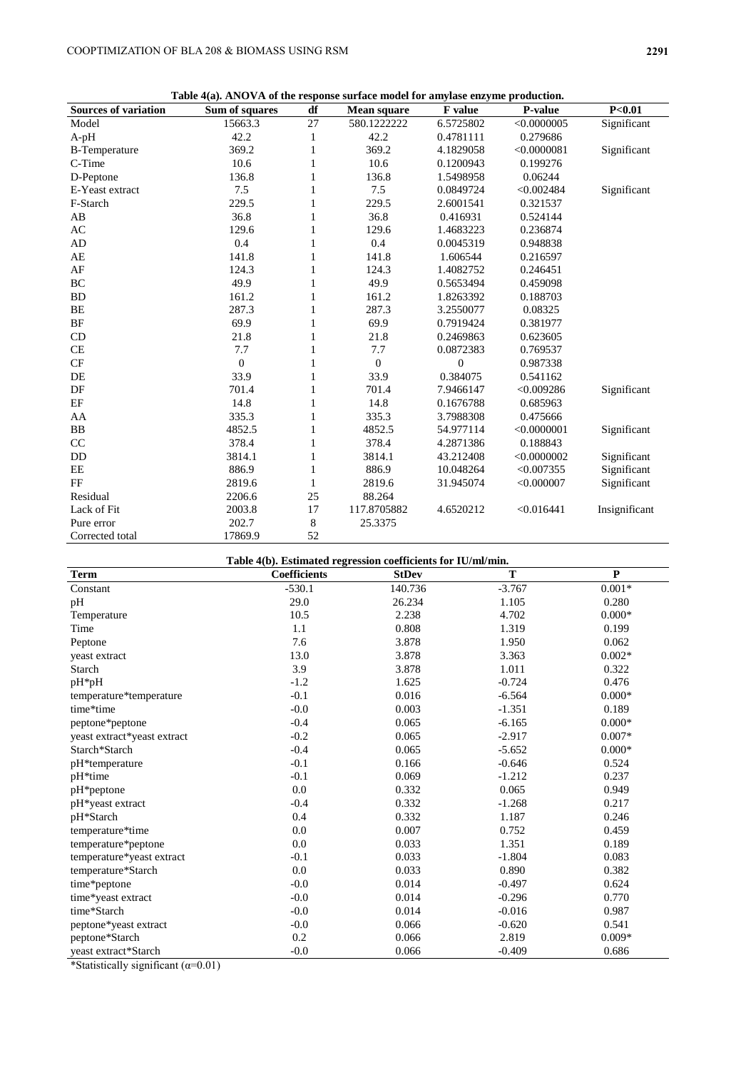**Table 4(a). ANOVA of the response surface model for amylase enzyme production.**

| Sources of variation | Sum of squares | df | Mean square | F value | P-value | P<0.01 |
|---|---|---|---|---|---|---|
| Model | 15663.3 | 27 | 580.1222222 | 6.5725802 | <0.0000005 | Significant |
| A-pH | 42.2 | 1 | 42.2 | 0.4781111 | 0.279686 | |
| B-Temperature | 369.2 | 1 | 369.2 | 4.1829058 | <0.0000081 | Significant |
| C-Time | 10.6 | 1 | 10.6 | 0.1200943 | 0.199276 | |
| D-Peptone | 136.8 | 1 | 136.8 | 1.5498958 | 0.06244 | |
| E-Yeast extract | 7.5 | 1 | 7.5 | 0.0849724 | <0.002484 | Significant |
| F-Starch | 229.5 | 1 | 229.5 | 2.6001541 | 0.321537 | |
| AB | 36.8 | 1 | 36.8 | 0.416931 | 0.524144 | |
| AC | 129.6 | 1 | 129.6 | 1.4683223 | 0.236874 | |
| AD | 0.4 | 1 | 0.4 | 0.0045319 | 0.948838 | |
| AE | 141.8 | 1 | 141.8 | 1.606544 | 0.216597 | |
| AF | 124.3 | 1 | 124.3 | 1.4082752 | 0.246451 | |
| BC | 49.9 | 1 | 49.9 | 0.5653494 | 0.459098 | |
| BD | 161.2 | 1 | 161.2 | 1.8263392 | 0.188703 | |
| BE | 287.3 | 1 | 287.3 | 3.2550077 | 0.08325 | |
| BF | 69.9 | 1 | 69.9 | 0.7919424 | 0.381977 | |
| CD | 21.8 | 1 | 21.8 | 0.2469863 | 0.623605 | |
| CE | 7.7 | 1 | 7.7 | 0.0872383 | 0.769537 | |
| CF | 0 | 1 | 0 | 0 | 0.987338 | |
| DE | 33.9 | 1 | 33.9 | 0.384075 | 0.541162 | |
| DF | 701.4 | 1 | 701.4 | 7.9466147 | <0.009286 | Significant |
| EF | 14.8 | 1 | 14.8 | 0.1676788 | 0.685963 | |
| AA | 335.3 | 1 | 335.3 | 3.7988308 | 0.475666 | |
| BB | 4852.5 | 1 | 4852.5 | 54.977114 | <0.0000001 | Significant |
| CC | 378.4 | 1 | 378.4 | 4.2871386 | 0.188843 | |
| DD | 3814.1 | 1 | 3814.1 | 43.212408 | <0.0000002 | Significant |
| EE | 886.9 | 1 | 886.9 | 10.048264 | <0.007355 | Significant |
| FF | 2819.6 | 1 | 2819.6 | 31.945074 | <0.000007 | Significant |
| Residual | 2206.6 | 25 | 88.264 | | | |
| Lack of Fit | 2003.8 | 17 | 117.8705882 | 4.6520212 | <0.016441 | Insignificant |
| Pure error | 202.7 | 8 | 25.3375 | | | |
| Corrected total | 17869.9 | 52 | | | | |

**Table 4(b). Estimated regression coefficients for IU/ml/min.**

| Term | Coefficients | StDev | T | P |
|---|---|---|---|---|
| Constant | -530.1 | 140.736 | -3.767 | 0.001* |
| pH | 29.0 | 26.234 | 1.105 | 0.280 |
| Temperature | 10.5 | 2.238 | 4.702 | 0.000* |
| Time | 1.1 | 0.808 | 1.319 | 0.199 |
| Peptone | 7.6 | 3.878 | 1.950 | 0.062 |
| yeast extract | 13.0 | 3.878 | 3.363 | 0.002* |
| Starch | 3.9 | 3.878 | 1.011 | 0.322 |
| pH*pH | -1.2 | 1.625 | -0.724 | 0.476 |
| temperature*temperature | -0.1 | 0.016 | -6.564 | 0.000* |
| time*time | -0.0 | 0.003 | -1.351 | 0.189 |
| peptone*peptone | -0.4 | 0.065 | -6.165 | 0.000* |
| yeast extract*yeast extract | -0.2 | 0.065 | -2.917 | 0.007* |
| Starch*Starch | -0.4 | 0.065 | -5.652 | 0.000* |
| pH*temperature | -0.1 | 0.166 | -0.646 | 0.524 |
| pH*time | -0.1 | 0.069 | -1.212 | 0.237 |
| pH*peptone | 0.0 | 0.332 | 0.065 | 0.949 |
| pH*yeast extract | -0.4 | 0.332 | -1.268 | 0.217 |
| pH*Starch | 0.4 | 0.332 | 1.187 | 0.246 |
| temperature*time | 0.0 | 0.007 | 0.752 | 0.459 |
| temperature*peptone | 0.0 | 0.033 | 1.351 | 0.189 |
| temperature*yeast extract | -0.1 | 0.033 | -1.804 | 0.083 |
| temperature*Starch | 0.0 | 0.033 | 0.890 | 0.382 |
| time*peptone | -0.0 | 0.014 | -0.497 | 0.624 |
| time*yeast extract | -0.0 | 0.014 | -0.296 | 0.770 |
| time*Starch | -0.0 | 0.014 | -0.016 | 0.987 |
| peptone*yeast extract | -0.0 | 0.066 | -0.620 | 0.541 |
| peptone*Starch | 0.2 | 0.066 | 2.819 | 0.009* |
| yeast extract*Starch | -0.0 | 0.066 | -0.409 | 0.686 |

*Statistically significant ($\alpha$=0.01)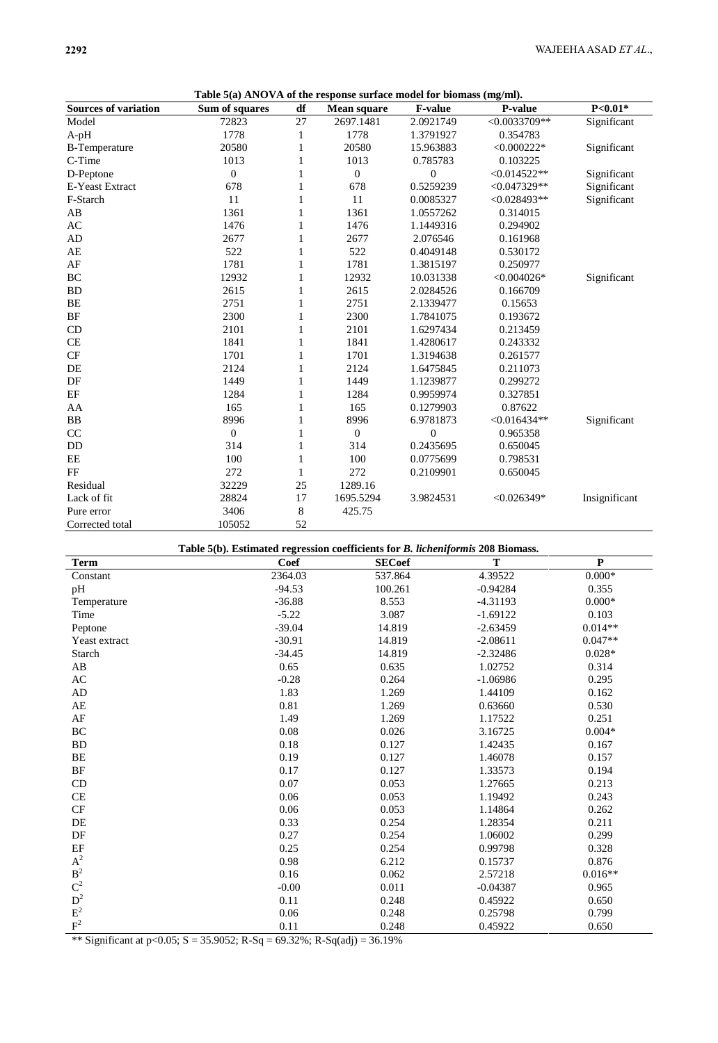**Table 5(a) ANOVA of the response surface model for biomass (mg/ml).**

| Sources of variation | Sum of squares | df | Mean square | F-value | P-value | P<0.01* |
|---|---|---|---|---|---|---|
| Model | 72823 | 27 | 2697.1481 | 2.0921749 | <0.0033709** | Significant |
| A-pH | 1778 | 1 | 1778 | 1.3791927 | 0.354783 | |
| B-Temperature | 20580 | 1 | 20580 | 15.963883 | <0.000222* | Significant |
| C-Time | 1013 | 1 | 1013 | 0.785783 | 0.103225 | |
| D-Peptone | 0 | 1 | 0 | 0 | <0.014522** | Significant |
| E-Yeast Extract | 678 | 1 | 678 | 0.5259239 | <0.047329** | Significant |
| F-Starch | 11 | 1 | 11 | 0.0085327 | <0.028493** | Significant |
| AB | 1361 | 1 | 1361 | 1.0557262 | 0.314015 | |
| AC | 1476 | 1 | 1476 | 1.1449316 | 0.294902 | |
| AD | 2677 | 1 | 2677 | 2.076546 | 0.161968 | |
| AE | 522 | 1 | 522 | 0.4049148 | 0.530172 | |
| AF | 1781 | 1 | 1781 | 1.3815197 | 0.250977 | |
| BC | 12932 | 1 | 12932 | 10.031338 | <0.004026* | Significant |
| BD | 2615 | 1 | 2615 | 2.0284526 | 0.166709 | |
| BE | 2751 | 1 | 2751 | 2.1339477 | 0.15653 | |
| BF | 2300 | 1 | 2300 | 1.7841075 | 0.193672 | |
| CD | 2101 | 1 | 2101 | 1.6297434 | 0.213459 | |
| CE | 1841 | 1 | 1841 | 1.4280617 | 0.243332 | |
| CF | 1701 | 1 | 1701 | 1.3194638 | 0.261577 | |
| DE | 2124 | 1 | 2124 | 1.6475845 | 0.211073 | |
| DF | 1449 | 1 | 1449 | 1.1239877 | 0.299272 | |
| EF | 1284 | 1 | 1284 | 0.9959974 | 0.327851 | |
| AA | 165 | 1 | 165 | 0.1279903 | 0.87622 | |
| BB | 8996 | 1 | 8996 | 6.9781873 | <0.016434** | Significant |
| CC | 0 | 1 | 0 | 0 | 0.965358 | |
| DD | 314 | 1 | 314 | 0.2435695 | 0.650045 | |
| EE | 100 | 1 | 100 | 0.0775699 | 0.798531 | |
| FF | 272 | 1 | 272 | 0.2109901 | 0.650045 | |
| Residual | 32229 | 25 | 1289.16 | | | |
| Lack of fit | 28824 | 17 | 1695.5294 | 3.9824531 | <0.026349* | Insignificant |
| Pure error | 3406 | 8 | 425.75 | | | |
| Corrected total | 105052 | 52 | | | | |

**Table 5(b). Estimated regression coefficients for *B. licheniformis* 208 Biomass.**

| Term | Coef | SECoef | T | P |
|---|---|---|---|---|
| Constant | 2364.03 | 537.864 | 4.39522 | 0.000* |
| pH | -94.53 | 100.261 | -0.94284 | 0.355 |
| Temperature | -36.88 | 8.553 | -4.31193 | 0.000* |
| Time | -5.22 | 3.087 | -1.69122 | 0.103 |
| Peptone | -39.04 | 14.819 | -2.63459 | 0.014** |
| Yeast extract | -30.91 | 14.819 | -2.08611 | 0.047** |
| Starch | -34.45 | 14.819 | -2.32486 | 0.028* |
| AB | 0.65 | 0.635 | 1.02752 | 0.314 |
| AC | -0.28 | 0.264 | -1.06986 | 0.295 |
| AD | 1.83 | 1.269 | 1.44109 | 0.162 |
| AE | 0.81 | 1.269 | 0.63660 | 0.530 |
| AF | 1.49 | 1.269 | 1.17522 | 0.251 |
| BC | 0.08 | 0.026 | 3.16725 | 0.004* |
| BD | 0.18 | 0.127 | 1.42435 | 0.167 |
| BE | 0.19 | 0.127 | 1.46078 | 0.157 |
| BF | 0.17 | 0.127 | 1.33573 | 0.194 |
| CD | 0.07 | 0.053 | 1.27665 | 0.213 |
| CE | 0.06 | 0.053 | 1.19492 | 0.243 |
| CF | 0.06 | 0.053 | 1.14864 | 0.262 |
| DE | 0.33 | 0.254 | 1.28354 | 0.211 |
| DF | 0.27 | 0.254 | 1.06002 | 0.299 |
| EF | 0.25 | 0.254 | 0.99798 | 0.328 |
| $A^2$ | 0.98 | 6.212 | 0.15737 | 0.876 |
| $B^2$ | 0.16 | 0.062 | 2.57218 | 0.016** |
| $C^2$ | -0.00 | 0.011 | -0.04387 | 0.965 |
| $D^2$ | 0.11 | 0.248 | 0.45922 | 0.650 |
| $E^2$ | 0.06 | 0.248 | 0.25798 | 0.799 |
| $F^2$ | 0.11 | 0.248 | 0.45922 | 0.650 |

** Significant at $p<0.05$; S = 35.9052; R-Sq = 69.32%; R-Sq(adj) = 36.19%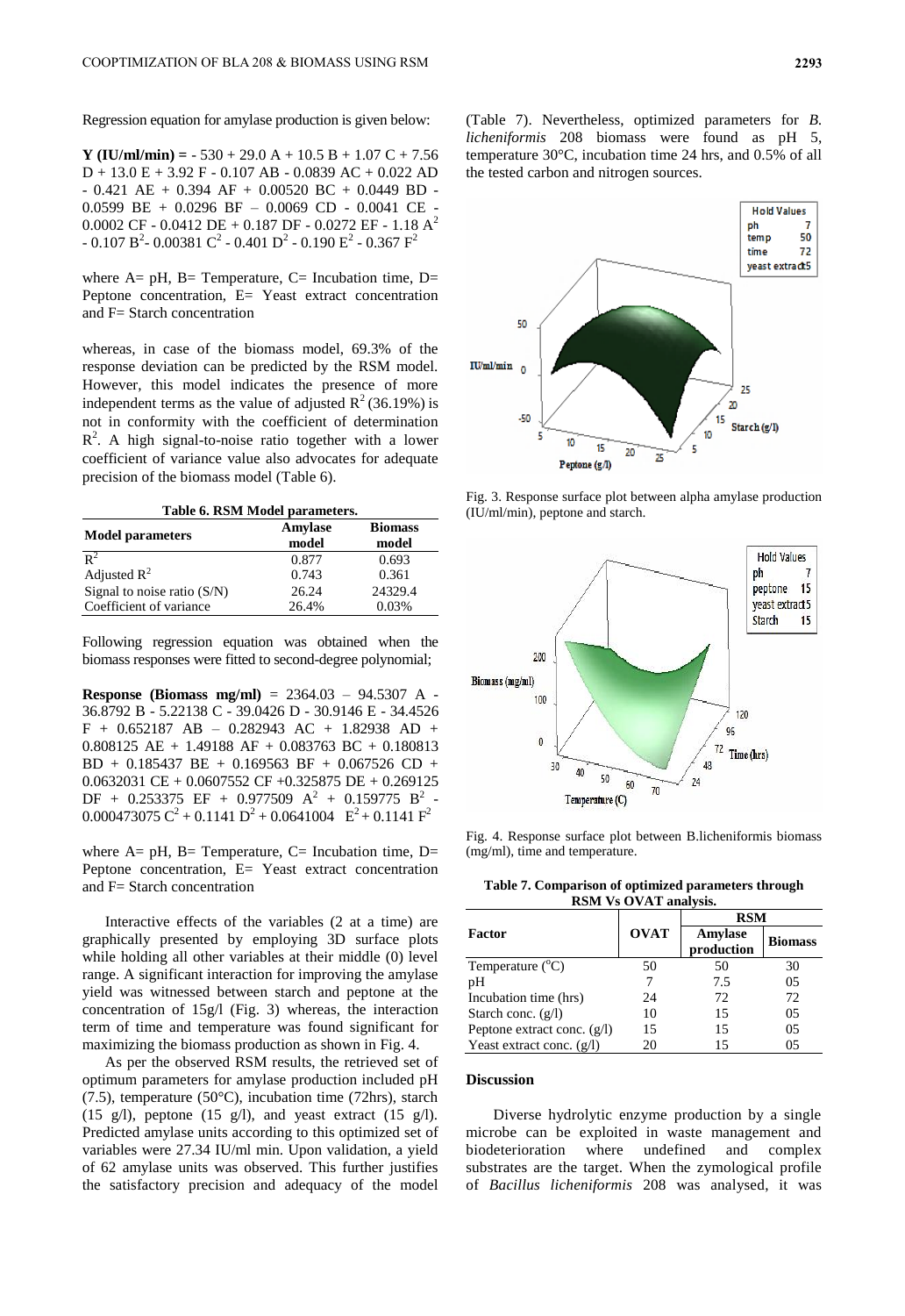Regression equation for amylase production is given below:

$$Y\ (IU/ml/min) = -530 + 29.0\ A + 10.5\ B + 1.07\ C + 7.56\ D + 13.0\ E + 3.92\ F - 0.107\ AB - 0.0839\ AC + 0.022\ AD - 0.421\ AE + 0.394\ AF + 0.00520\ BC + 0.0449\ BD - 0.0599\ BE + 0.0296\ BF - 0.0069\ CD - 0.0041\ CE - 0.0002\ CF - 0.0412\ DE + 0.187\ DF - 0.0272\ EF - 1.18\ A^2 - 0.107\ B^2 - 0.00381\ C^2 - 0.401\ D^2 - 0.190\ E^2 - 0.367\ F^2$$

where A= pH, B= Temperature, C= Incubation time, D= Peptone concentration, E= Yeast extract concentration and F= Starch concentration

whereas, in case of the biomass model, 69.3% of the response deviation can be predicted by the RSM model. However, this model indicates the presence of more independent terms as the value of adjusted $R^2$ (36.19%) is not in conformity with the coefficient of determination $R^2$. A high signal-to-noise ratio together with a lower coefficient of variance value also advocates for adequate precision of the biomass model (Table 6).

**Table 6. RSM Model parameters.**

| Model parameters | Amylase model | Biomass model |
|---|---|---|
| $R^2$ | 0.877 | 0.693 |
| Adjusted $R^2$ | 0.743 | 0.361 |
| Signal to noise ratio (S/N) | 26.24 | 24329.4 |
| Coefficient of variance | 26.4% | 0.03% |

Following regression equation was obtained when the biomass responses were fitted to second-degree polynomial;

$$\textbf{Response (Biomass mg/ml)} = 2364.03 - 94.5307\ A - 36.8792\ B - 5.22138\ C - 39.0426\ D - 30.9146\ E - 34.4526\ F + 0.652187\ AB - 0.282943\ AC + 1.82938\ AD + 0.808125\ AE + 1.49188\ AF + 0.083763\ BC + 0.180813\ BD + 0.185437\ BE + 0.169563\ BF + 0.067526\ CD + 0.0632031\ CE + 0.0607552\ CF + 0.325875\ DE + 0.269125\ DF + 0.253375\ EF + 0.977509\ A^2 + 0.159775\ B^2 - 0.000473075\ C^2 + 0.1141\ D^2 + 0.0641004\ E^2 + 0.1141\ F^2$$

where A= pH, B= Temperature, C= Incubation time, D= Peptone concentration, E= Yeast extract concentration and F= Starch concentration

Interactive effects of the variables (2 at a time) are graphically presented by employing 3D surface plots while holding all other variables at their middle (0) level range. A significant interaction for improving the amylase yield was witnessed between starch and peptone at the concentration of 15g/l (Fig. 3) whereas, the interaction term of time and temperature was found significant for maximizing the biomass production as shown in Fig. 4.

As per the observed RSM results, the retrieved set of optimum parameters for amylase production included pH (7.5), temperature (50°C), incubation time (72hrs), starch (15 g/l), peptone (15 g/l), and yeast extract (15 g/l). Predicted amylase units according to this optimized set of variables were 27.34 IU/ml min. Upon validation, a yield of 62 amylase units was observed. This further justifies the satisfactory precision and adequacy of the model (Table 7). Nevertheless, optimized parameters for *B. licheniformis* 208 biomass were found as pH 5, temperature 30°C, incubation time 24 hrs, and 0.5% of all the tested carbon and nitrogen sources.

Fig. 3. Response surface plot between alpha amylase production (IU/ml/min), peptone and starch.

Fig. 4. Response surface plot between B.licheniformis biomass (mg/ml), time and temperature.

**Table 7. Comparison of optimized parameters through RSM Vs OVAT analysis.**

| Factor | OVAT | RSM | |
|---|---|---|---|
| | | Amylase production | Biomass |
| Temperature (°C) | 50 | 50 | 30 |
| pH | 7 | 7.5 | 05 |
| Incubation time (hrs) | 24 | 72 | 72 |
| Starch conc. (g/l) | 10 | 15 | 05 |
| Peptone extract conc. (g/l) | 15 | 15 | 05 |
| Yeast extract conc. (g/l) | 20 | 15 | 05 |

## Discussion

Diverse hydrolytic enzyme production by a single microbe can be exploited in waste management and biodeterioration where undefined and complex substrates are the target. When the zymological profile of *Bacillus licheniformis* 208 was analysed, it was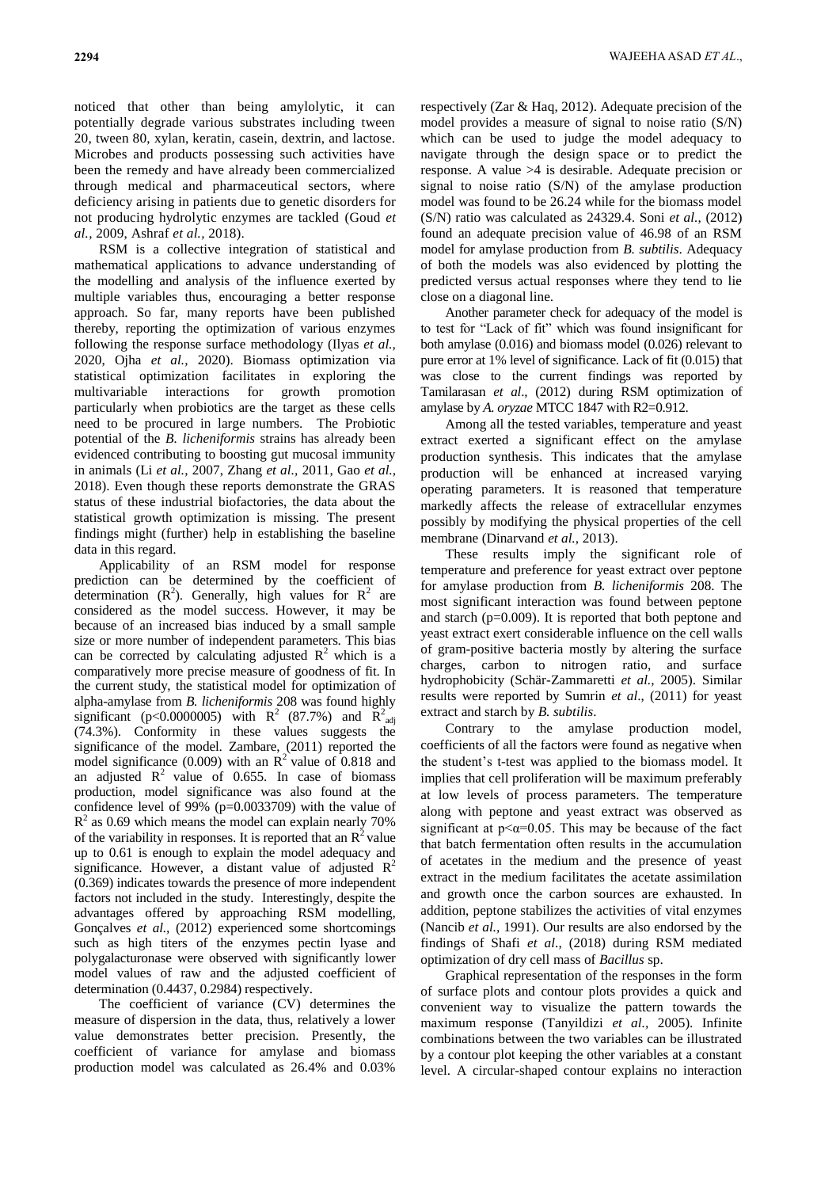noticed that other than being amylolytic, it can potentially degrade various substrates including tween 20, tween 80, xylan, keratin, casein, dextrin, and lactose. Microbes and products possessing such activities have been the remedy and have already been commercialized through medical and pharmaceutical sectors, where deficiency arising in patients due to genetic disorders for not producing hydrolytic enzymes are tackled (Goud *et al.,* 2009, Ashraf *et al.,* 2018).

RSM is a collective integration of statistical and mathematical applications to advance understanding of the modelling and analysis of the influence exerted by multiple variables thus, encouraging a better response approach. So far, many reports have been published thereby, reporting the optimization of various enzymes following the response surface methodology (Ilyas *et al.,* 2020, Ojha *et al.,* 2020). Biomass optimization via statistical optimization facilitates in exploring the multivariable interactions for growth promotion particularly when probiotics are the target as these cells need to be procured in large numbers. The Probiotic potential of the *B. licheniformis* strains has already been evidenced contributing to boosting gut mucosal immunity in animals (Li *et al.,* 2007, Zhang *et al.,* 2011, Gao *et al.,* 2018). Even though these reports demonstrate the GRAS status of these industrial biofactories, the data about the statistical growth optimization is missing. The present findings might (further) help in establishing the baseline data in this regard.

Applicability of an RSM model for response prediction can be determined by the coefficient of determination ($R^2$). Generally, high values for $R^2$ are considered as the model success. However, it may be because of an increased bias induced by a small sample size or more number of independent parameters. This bias can be corrected by calculating adjusted $R^2$ which is a comparatively more precise measure of goodness of fit. In the current study, the statistical model for optimization of alpha-amylase from *B. licheniformis* 208 was found highly significant ($p<0.0000005$) with $R^2$ (87.7%) and $R^2_{adj}$ (74.3%). Conformity in these values suggests the significance of the model. Zambare, (2011) reported the model significance (0.009) with an $R^2$ value of 0.818 and an adjusted $R^2$ value of 0.655. In case of biomass production, model significance was also found at the confidence level of 99% ($p=0.0033709$) with the value of $R^2$ as 0.69 which means the model can explain nearly 70% of the variability in responses. It is reported that an $R^2$ value up to 0.61 is enough to explain the model adequacy and significance. However, a distant value of adjusted $R^2$ (0.369) indicates towards the presence of more independent factors not included in the study. Interestingly, despite the advantages offered by approaching RSM modelling, Gonçalves *et al.,* (2012) experienced some shortcomings such as high titers of the enzymes pectin lyase and polygalacturonase were observed with significantly lower model values of raw and the adjusted coefficient of determination (0.4437, 0.2984) respectively.

The coefficient of variance (CV) determines the measure of dispersion in the data, thus, relatively a lower value demonstrates better precision. Presently, the coefficient of variance for amylase and biomass production model was calculated as 26.4% and 0.03% respectively (Zar & Haq, 2012). Adequate precision of the model provides a measure of signal to noise ratio (S/N) which can be used to judge the model adequacy to navigate through the design space or to predict the response. A value >4 is desirable. Adequate precision or signal to noise ratio (S/N) of the amylase production model was found to be 26.24 while for the biomass model (S/N) ratio was calculated as 24329.4. Soni *et al.,* (2012) found an adequate precision value of 46.98 of an RSM model for amylase production from *B. subtilis*. Adequacy of both the models was also evidenced by plotting the predicted versus actual responses where they tend to lie close on a diagonal line.

Another parameter check for adequacy of the model is to test for "Lack of fit" which was found insignificant for both amylase (0.016) and biomass model (0.026) relevant to pure error at 1% level of significance. Lack of fit (0.015) that was close to the current findings was reported by Tamilarasan *et al*., (2012) during RSM optimization of amylase by *A. oryzae* MTCC 1847 with R2=0.912.

Among all the tested variables, temperature and yeast extract exerted a significant effect on the amylase production synthesis. This indicates that the amylase production will be enhanced at increased varying operating parameters. It is reasoned that temperature markedly affects the release of extracellular enzymes possibly by modifying the physical properties of the cell membrane (Dinarvand *et al.,* 2013).

These results imply the significant role of temperature and preference for yeast extract over peptone for amylase production from *B. licheniformis* 208. The most significant interaction was found between peptone and starch ($p=0.009$). It is reported that both peptone and yeast extract exert considerable influence on the cell walls of gram-positive bacteria mostly by altering the surface charges, carbon to nitrogen ratio, and surface hydrophobicity (Schär-Zammaretti *et al.,* 2005). Similar results were reported by Sumrin *et al*., (2011) for yeast extract and starch by *B. subtilis*.

Contrary to the amylase production model, coefficients of all the factors were found as negative when the student's t-test was applied to the biomass model. It implies that cell proliferation will be maximum preferably at low levels of process parameters. The temperature along with peptone and yeast extract was observed as significant at $p<\alpha=0.05$. This may be because of the fact that batch fermentation often results in the accumulation of acetates in the medium and the presence of yeast extract in the medium facilitates the acetate assimilation and growth once the carbon sources are exhausted. In addition, peptone stabilizes the activities of vital enzymes (Nancib *et al.,* 1991). Our results are also endorsed by the findings of Shafi *et al*., (2018) during RSM mediated optimization of dry cell mass of *Bacillus* sp.

Graphical representation of the responses in the form of surface plots and contour plots provides a quick and convenient way to visualize the pattern towards the maximum response (Tanyildizi *et al.,* 2005). Infinite combinations between the two variables can be illustrated by a contour plot keeping the other variables at a constant level. A circular-shaped contour explains no interaction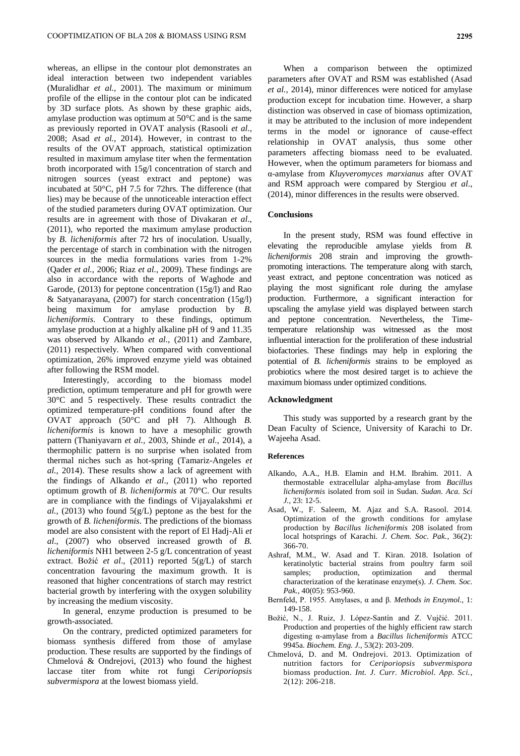whereas, an ellipse in the contour plot demonstrates an ideal interaction between two independent variables (Muralidhar *et al.,* 2001). The maximum or minimum profile of the ellipse in the contour plot can be indicated by 3D surface plots. As shown by these graphic aids, amylase production was optimum at 50°C and is the same as previously reported in OVAT analysis (Rasooli *et al.,* 2008; Asad *et al.,* 2014). However, in contrast to the results of the OVAT approach, statistical optimization resulted in maximum amylase titer when the fermentation broth incorporated with 15g/l concentration of starch and nitrogen sources (yeast extract and peptone) was incubated at 50°C, pH 7.5 for 72hrs. The difference (that lies) may be because of the unnoticeable interaction effect of the studied parameters during OVAT optimization. Our results are in agreement with those of Divakaran *et al*., (2011), who reported the maximum amylase production by *B. licheniformis* after 72 hrs of inoculation. Usually, the percentage of starch in combination with the nitrogen sources in the media formulations varies from 1-2% (Qader *et al.,* 2006; Riaz *et al.,* 2009). These findings are also in accordance with the reports of Waghode and Garode, (2013) for peptone concentration (15g/l) and Rao & Satyanarayana, (2007) for starch concentration (15g/l) being maximum for amylase production by *B. licheniformis*. Contrary to these findings, optimum amylase production at a highly alkaline pH of 9 and 11.35 was observed by Alkando *et al.,* (2011) and Zambare, (2011) respectively. When compared with conventional optimization, 26% improved enzyme yield was obtained after following the RSM model.

Interestingly, according to the biomass model prediction, optimum temperature and pH for growth were 30°C and 5 respectively. These results contradict the optimized temperature-pH conditions found after the OVAT approach (50°C and pH 7). Although *B. licheniformis* is known to have a mesophilic growth pattern (Thaniyavarn *et al.,* 2003, Shinde *et al.,* 2014), a thermophilic pattern is no surprise when isolated from thermal niches such as hot-spring (Tamariz-Angeles *et al.,* 2014). These results show a lack of agreement with the findings of Alkando *et al*., (2011) who reported optimum growth of *B. licheniformis* at 70°C. Our results are in compliance with the findings of Vijayalakshmi *et al.,* (2013) who found 5(g/L) peptone as the best for the growth of *B. licheniformis*. The predictions of the biomass model are also consistent with the report of El Hadj-Ali *et al*., (2007) who observed increased growth of *B. licheniformis* NH1 between 2-5 g/L concentration of yeast extract. Božić *et al*., (2011) reported 5(g/L) of starch concentration favouring the maximum growth. It is reasoned that higher concentrations of starch may restrict bacterial growth by interfering with the oxygen solubility by increasing the medium viscosity.

In general, enzyme production is presumed to be growth-associated.

On the contrary, predicted optimized parameters for biomass synthesis differed from those of amylase production. These results are supported by the findings of Chmelová & Ondrejovi, (2013) who found the highest laccase titer from white rot fungi *Ceriporiopsis subvermispora* at the lowest biomass yield.

When a comparison between the optimized parameters after OVAT and RSM was established (Asad *et al.,* 2014), minor differences were noticed for amylase production except for incubation time. However, a sharp distinction was observed in case of biomass optimization, it may be attributed to the inclusion of more independent terms in the model or ignorance of cause-effect relationship in OVAT analysis, thus some other parameters affecting biomass need to be evaluated. However, when the optimum parameters for biomass and α-amylase from *Kluyveromyces marxianus* after OVAT and RSM approach were compared by Stergiou *et al*., (2014), minor differences in the results were observed.

## Conclusions

In the present study, RSM was found effective in elevating the reproducible amylase yields from *B. licheniformis* 208 strain and improving the growth-promoting interactions. The temperature along with starch, yeast extract, and peptone concentration was noticed as playing the most significant role during the amylase production. Furthermore, a significant interaction for upscaling the amylase yield was displayed between starch and peptone concentration. Nevertheless, the Time-temperature relationship was witnessed as the most influential interaction for the proliferation of these industrial biofactories. These findings may help in exploring the potential of *B. licheniformis* strains to be employed as probiotics where the most desired target is to achieve the maximum biomass under optimized conditions.

## Acknowledgment

This study was supported by a research grant by the Dean Faculty of Science, University of Karachi to Dr. Wajeeha Asad.

## References

Alkando, A.A., H.B. Elamin and H.M. Ibrahim. 2011. A thermostable extracellular alpha-amylase from *Bacillus licheniformis* isolated from soil in Sudan. *Sudan. Aca. Sci J.*, 23: 12-5.

Asad, W., F. Saleem, M. Ajaz and S.A. Rasool. 2014. Optimization of the growth conditions for amylase production by *Bacillus licheniformis* 208 isolated from local hotsprings of Karachi. *J. Chem. Soc. Pak.*, 36(2): 366-70.

Ashraf, M.M., W. Asad and T. Kiran. 2018. Isolation of keratinolytic bacterial strains from poultry farm soil samples; production, optimization and thermal characterization of the keratinase enzyme(s). *J. Chem. Soc. Pak.*, 40(05): 953-960.

Bernfeld, P. 1955. Amylases, α and β. *Methods in Enzymol.*, 1: 149-158.

Božić, N., J. Ruiz, J. López-Santín and Z. Vujčić. 2011. Production and properties of the highly efficient raw starch digesting α-amylase from a *Bacillus licheniformis* ATCC 9945a. *Biochem. Eng. J.*, 53(2): 203-209.

Chmelová, D. and M. Ondrejovi. 2013. Optimization of nutrition factors for *Ceriporiopsis subvermispora* biomass production. *Int. J. Curr. Microbiol. App. Sci.*, 2(12): 206-218.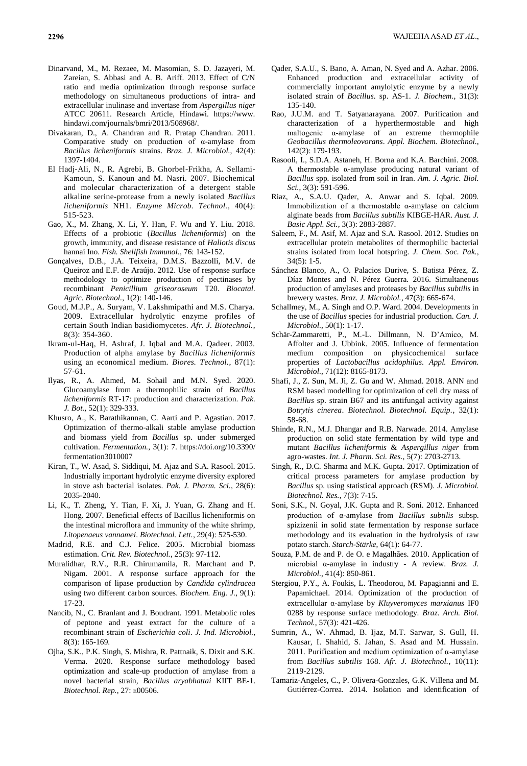Dinarvand, M., M. Rezaee, M. Masomian, S. D. Jazayeri, M. Zareian, S. Abbasi and A. B. Ariff. 2013. Effect of C/N ratio and media optimization through response surface methodology on simultaneous productions of intra- and extracellular inulinase and invertase from *Aspergillus niger* ATCC 20611. Research Article, Hindawi. https://www.hindawi.com/journals/bmri/2013/508968/.

Divakaran, D., A. Chandran and R. Pratap Chandran. 2011. Comparative study on production of α-amylase from *Bacillus licheniformis* strains. *Braz. J. Microbiol.*, 42(4): 1397-1404.

El Hadj-Ali, N., R. Agrebi, B. Ghorbel-Frikha, A. Sellami-Kamoun, S. Kanoun and M. Nasri. 2007. Biochemical and molecular characterization of a detergent stable alkaline serine-protease from a newly isolated *Bacillus licheniformis* NH1. *Enzyme Microb. Technol.*, 40(4): 515-523.

Gao, X., M. Zhang, X. Li, Y. Han, F. Wu and Y. Liu. 2018. Effects of a probiotic (*Bacillus licheniformis*) on the growth, immunity, and disease resistance of *Haliotis discus* hannai Ino. *Fish. Shellfish Immunol.*, 76: 143-152.

Gonçalves, D.B., J.A. Teixeira, D.M.S. Bazzolli, M.V. de Queiroz and E.F. de Araújo. 2012. Use of response surface methodology to optimize production of pectinases by recombinant *Penicillium griseoroseum* T20. *Biocatal. Agric. Biotechnol.*, 1(2): 140-146.

Goud, M.J.P., A. Suryam, V. Lakshmipathi and M.S. Charya. 2009. Extracellular hydrolytic enzyme profiles of certain South Indian basidiomycetes. *Afr. J. Biotechnol.*, 8(3): 354-360.

Ikram-ul-Haq, H. Ashraf, J. Iqbal and M.A. Qadeer. 2003. Production of alpha amylase by *Bacillus licheniformis* using an economical medium. *Biores. Technol.*, 87(1): 57-61.

Ilyas, R., A. Ahmed, M. Sohail and M.N. Syed. 2020. Glucoamylase from a thermophilic strain of *Bacillus licheniformis* RT-17: production and characterization. *Pak. J. Bot.*, 52(1): 329-333.

Khusro, A., K. Barathikannan, C. Aarti and P. Agastian. 2017. Optimization of thermo-alkali stable amylase production and biomass yield from *Bacillus* sp. under submerged cultivation. *Fermentation.*, 3(1): 7. https://doi.org/10.3390/fermentation3010007

Kiran, T., W. Asad, S. Siddiqui, M. Ajaz and S.A. Rasool. 2015. Industrially important hydrolytic enzyme diversity explored in stove ash bacterial isolates. *Pak. J. Pharm. Sci.*, 28(6): 2035-2040.

Li, K., T. Zheng, Y. Tian, F. Xi, J. Yuan, G. Zhang and H. Hong. 2007. Beneficial effects of Bacillus licheniformis on the intestinal microflora and immunity of the white shrimp, *Litopenaeus vannamei*. *Biotechnol. Lett.*, 29(4): 525-530.

Madrid, R.E. and C.J. Felice. 2005. Microbial biomass estimation. *Crit. Rev. Biotechnol.*, 25(3): 97-112.

Muralidhar, R.V., R.R. Chirumamila, R. Marchant and P. Nigam. 2001. A response surface approach for the comparison of lipase production by *Candida cylindracea* using two different carbon sources. *Biochem. Eng. J.*, 9(1): 17-23.

Nancib, N., C. Branlant and J. Boudrant. 1991. Metabolic roles of peptone and yeast extract for the culture of a recombinant strain of *Escherichia coli*. *J. Ind. Microbiol.*, 8(3): 165-169.

Ojha, S.K., P.K. Singh, S. Mishra, R. Pattnaik, S. Dixit and S.K. Verma. 2020. Response surface methodology based optimization and scale-up production of amylase from a novel bacterial strain, *Bacillus aryabhattai* KIIT BE-1. *Biotechnol. Rep.*, 27: E00506.

Qader, S.A.U., S. Bano, A. Aman, N. Syed and A. Azhar. 2006. Enhanced production and extracellular activity of commercially important amylolytic enzyme by a newly isolated strain of *Bacillus*. sp. AS-1. *J. Biochem.*, 31(3): 135-140.

Rao, J.U.M. and T. Satyanarayana. 2007. Purification and characterization of a hyperthermostable and high maltogenic α-amylase of an extreme thermophile *Geobacillus thermoleovorans*. *Appl. Biochem. Biotechnol.*, 142(2): 179-193.

Rasooli, I., S.D.A. Astaneh, H. Borna and K.A. Barchini. 2008. A thermostable α-amylase producing natural variant of *Bacillus* spp. isolated from soil in Iran. *Am. J. Agric. Biol. Sci.*, 3(3): 591-596.

Riaz, A., S.A.U. Qader, A. Anwar and S. Iqbal. 2009. Immobilization of a thermostable α-amylase on calcium alginate beads from *Bacillus subtilis* KIBGE-HAR. *Aust. J. Basic Appl. Sci.*, 3(3): 2883-2887.

Saleem, F., M. Asif, M. Ajaz and S.A. Rasool. 2012. Studies on extracellular protein metabolites of thermophilic bacterial strains isolated from local hotspring. *J. Chem. Soc. Pak.*, 34(5): 1-5.

Sánchez Blanco, A., O. Palacios Durive, S. Batista Pérez, Z. Díaz Montes and N. Pérez Guerra. 2016. Simultaneous production of amylases and proteases by *Bacillus subtilis* in brewery wastes. *Braz. J. Microbiol.*, 47(3): 665-674.

Schallmey, M., A. Singh and O.P. Ward. 2004. Developments in the use of *Bacillus* species for industrial production. *Can. J. Microbiol.*, 50(1): 1-17.

Schär-Zammaretti, P., M.-L. Dillmann, N. D'Amico, M. Affolter and J. Ubbink. 2005. Influence of fermentation medium composition on physicochemical surface properties of *Lactobacillus acidophilus*. *Appl. Environ. Microbiol.*, 71(12): 8165-8173.

Shafi, J., Z. Sun, M. Ji, Z. Gu and W. Ahmad. 2018. ANN and RSM based modelling for optimization of cell dry mass of *Bacillus* sp. strain B67 and its antifungal activity against *Botrytis cinerea*. *Biotechnol. Biotechnol. Equip.*, 32(1): 58-68.

Shinde, R.N., M.J. Dhangar and R.B. Narwade. 2014. Amylase production on solid state fermentation by wild type and mutant *Bacillus licheniformis* & *Aspergillus niger* from agro-wastes. *Int. J. Pharm. Sci. Res.*, 5(7): 2703-2713.

Singh, R., D.C. Sharma and M.K. Gupta. 2017. Optimization of critical process parameters for amylase production by *Bacillus* sp. using statistical approach (RSM). *J. Microbiol. Biotechnol. Res.*, 7(3): 7-15.

Soni, S.K., N. Goyal, J.K. Gupta and R. Soni. 2012. Enhanced production of α-amylase from *Bacillus subtilis* subsp. spizizenii in solid state fermentation by response surface methodology and its evaluation in the hydrolysis of raw potato starch. *Starch-Stärke*, 64(1): 64-77.

Souza, P.M. de and P. de O. e Magalhães. 2010. Application of microbial α-amylase in industry - A review. *Braz. J. Microbiol.*, 41(4): 850-861.

Stergiou, P.Y., A. Foukis, L. Theodorou, M. Papagianni and E. Papamichael. 2014. Optimization of the production of extracellular α-amylase by *Kluyveromyces marxianus* IF0 0288 by response surface methodology. *Braz. Arch. Biol. Technol.*, 57(3): 421-426.

Sumrin, A., W. Ahmad, B. Ijaz, M.T. Sarwar, S. Gull, H. Kausar, I. Shahid, S. Jahan, S. Asad and M. Hussain. 2011. Purification and medium optimization of α-amylase from *Bacillus subtilis* 168. *Afr. J. Biotechnol.*, 10(11): 2119-2129.

Tamariz-Angeles, C., P. Olivera-Gonzales, G.K. Villena and M. Gutiérrez-Correa. 2014. Isolation and identification of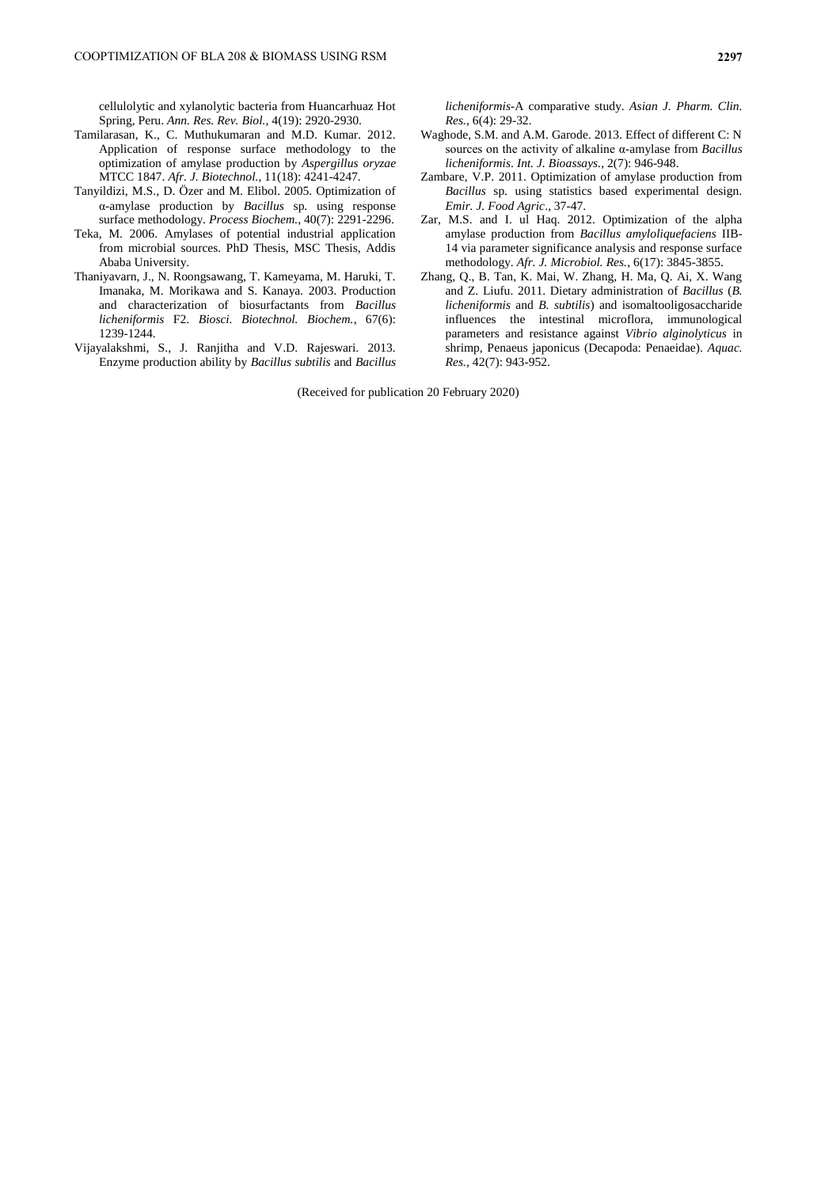cellulolytic and xylanolytic bacteria from Huancarhuaz Hot Spring, Peru. *Ann. Res. Rev. Biol.*, 4(19): 2920-2930.

Tamilarasan, K., C. Muthukumaran and M.D. Kumar. 2012. Application of response surface methodology to the optimization of amylase production by *Aspergillus oryzae* MTCC 1847. *Afr. J. Biotechnol.*, 11(18): 4241-4247.

Tanyildizi, M.S., D. Özer and M. Elibol. 2005. Optimization of α-amylase production by *Bacillus* sp. using response surface methodology. *Process Biochem.*, 40(7): 2291-2296.

Teka, M. 2006. Amylases of potential industrial application from microbial sources. PhD Thesis, MSC Thesis, Addis Ababa University.

Thaniyavarn, J., N. Roongsawang, T. Kameyama, M. Haruki, T. Imanaka, M. Morikawa and S. Kanaya. 2003. Production and characterization of biosurfactants from *Bacillus licheniformis* F2. *Biosci. Biotechnol. Biochem.*, 67(6): 1239-1244.

Vijayalakshmi, S., J. Ranjitha and V.D. Rajeswari. 2013. Enzyme production ability by *Bacillus subtilis* and *Bacillus licheniformis*-A comparative study. *Asian J. Pharm. Clin. Res.*, 6(4): 29-32.

Waghode, S.M. and A.M. Garode. 2013. Effect of different C: N sources on the activity of alkaline α-amylase from *Bacillus licheniformis*. *Int. J. Bioassays.*, 2(7): 946-948.

Zambare, V.P. 2011. Optimization of amylase production from *Bacillus* sp. using statistics based experimental design. *Emir. J. Food Agric.*, 37-47.

Zar, M.S. and I. ul Haq. 2012. Optimization of the alpha amylase production from *Bacillus amyloliquefaciens* IIB-14 via parameter significance analysis and response surface methodology. *Afr. J. Microbiol. Res.*, 6(17): 3845-3855.

Zhang, Q., B. Tan, K. Mai, W. Zhang, H. Ma, Q. Ai, X. Wang and Z. Liufu. 2011. Dietary administration of *Bacillus* (*B. licheniformis* and *B. subtilis*) and isomaltooligosaccharide influences the intestinal microflora, immunological parameters and resistance against *Vibrio alginolyticus* in shrimp, Penaeus japonicus (Decapoda: Penaeidae). *Aquac. Res.*, 42(7): 943-952.

(Received for publication 20 February 2020)